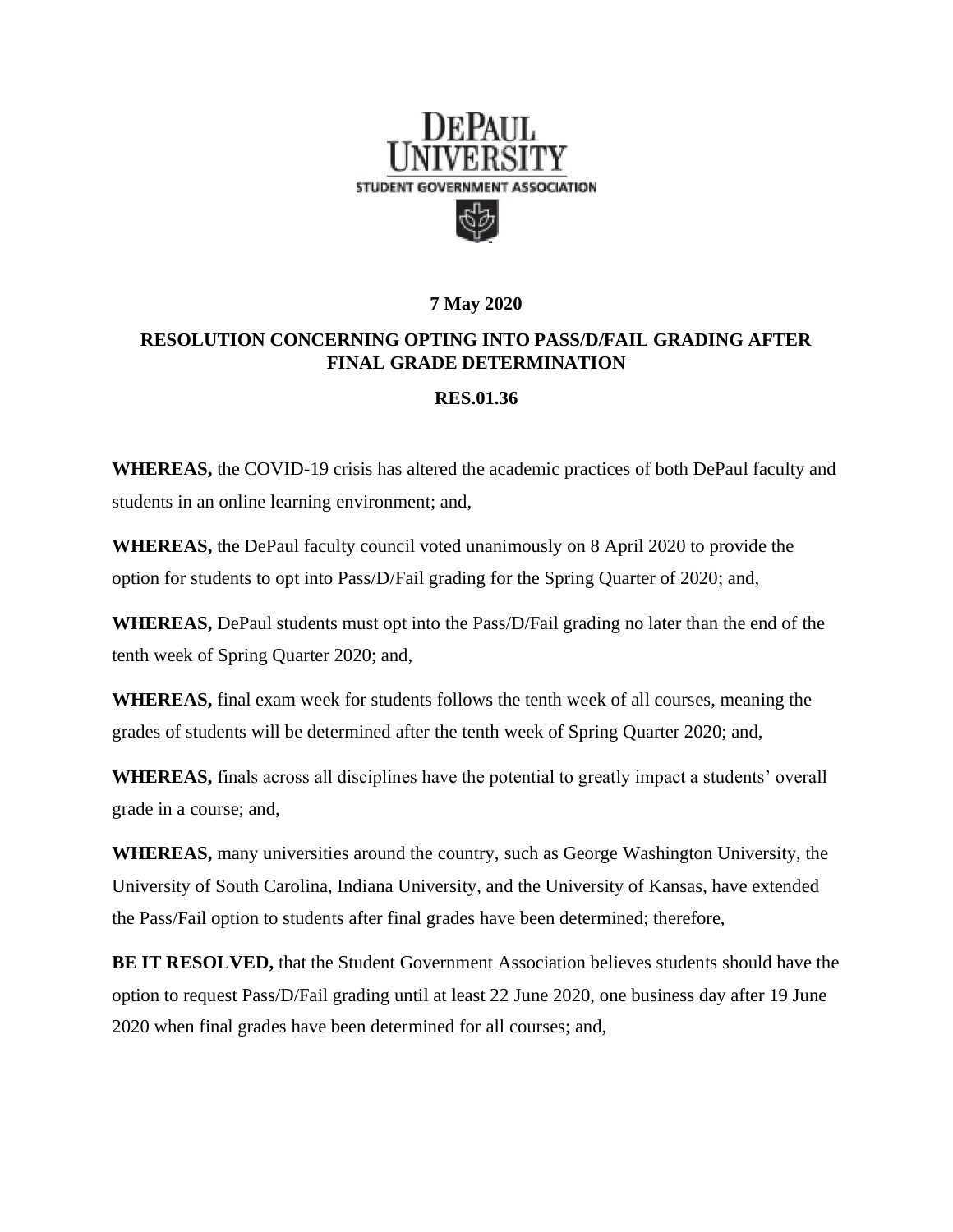DePaul University

Student Government Association

**7 May 2020**

# RESOLUTION CONCERNING OPTING INTO PASS/D/FAIL GRADING AFTER FINAL GRADE DETERMINATION

**RES.01.36**

**WHEREAS,** the COVID-19 crisis has altered the academic practices of both DePaul faculty and students in an online learning environment; and,

**WHEREAS,** the DePaul faculty council voted unanimously on 8 April 2020 to provide the option for students to opt into Pass/D/Fail grading for the Spring Quarter of 2020; and,

**WHEREAS,** DePaul students must opt into the Pass/D/Fail grading no later than the end of the tenth week of Spring Quarter 2020; and,

**WHEREAS,** final exam week for students follows the tenth week of all courses, meaning the grades of students will be determined after the tenth week of Spring Quarter 2020; and,

**WHEREAS,** finals across all disciplines have the potential to greatly impact a students' overall grade in a course; and,

**WHEREAS,** many universities around the country, such as George Washington University, the University of South Carolina, Indiana University, and the University of Kansas, have extended the Pass/Fail option to students after final grades have been determined; therefore,

**BE IT RESOLVED,** that the Student Government Association believes students should have the option to request Pass/D/Fail grading until at least 22 June 2020, one business day after 19 June 2020 when final grades have been determined for all courses; and,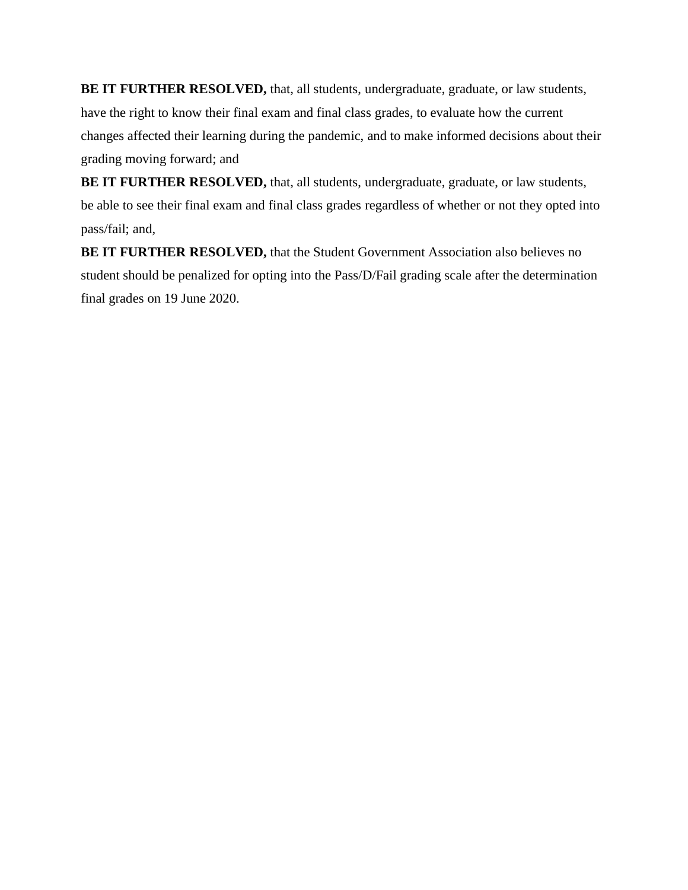**BE IT FURTHER RESOLVED,** that, all students, undergraduate, graduate, or law students, have the right to know their final exam and final class grades, to evaluate how the current changes affected their learning during the pandemic, and to make informed decisions about their grading moving forward; and

**BE IT FURTHER RESOLVED,** that, all students, undergraduate, graduate, or law students, be able to see their final exam and final class grades regardless of whether or not they opted into pass/fail; and,

**BE IT FURTHER RESOLVED,** that the Student Government Association also believes no student should be penalized for opting into the Pass/D/Fail grading scale after the determination final grades on 19 June 2020.